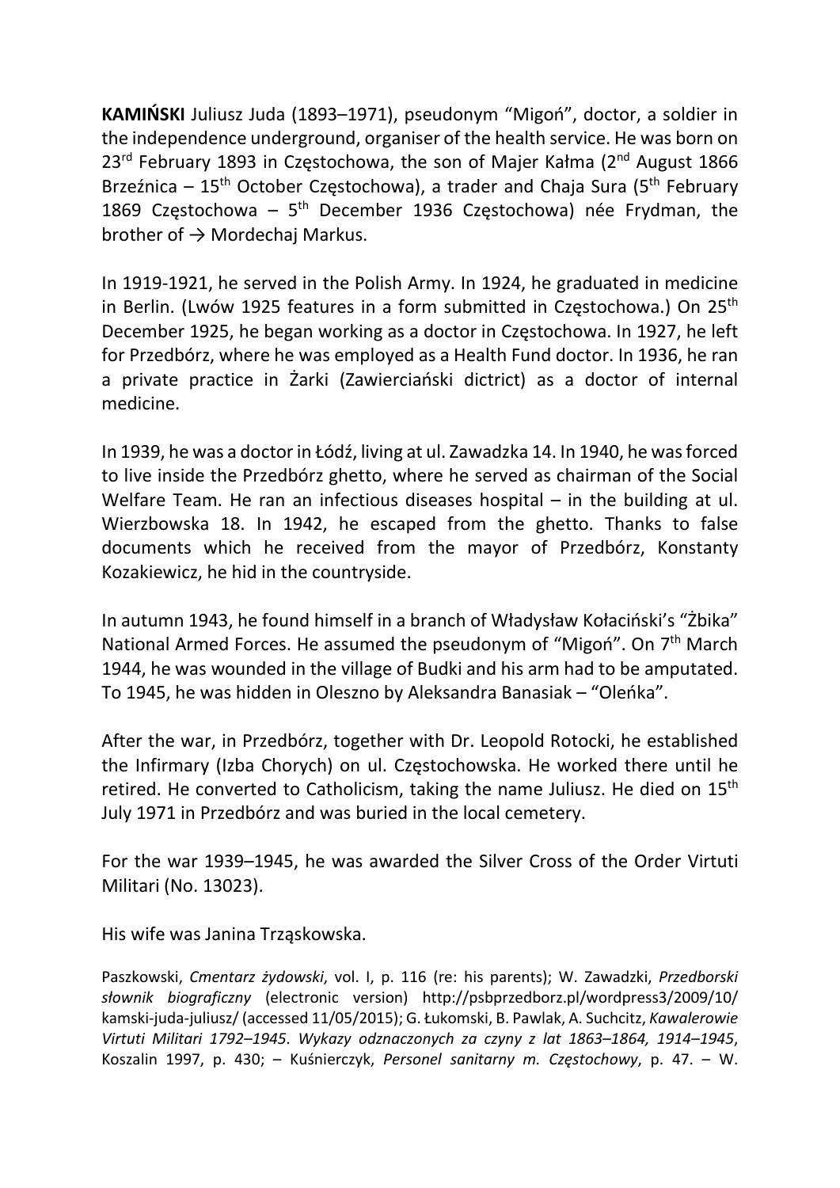**KAMIŃSKI** Juliusz Juda (1893–1971), pseudonym "Migoń", doctor, a soldier in the independence underground, organiser of the health service. He was born on 23rd February 1893 in Częstochowa, the son of Majer Kałma (2nd August 1866 Brzeźnica – 15th October Częstochowa), a trader and Chaja Sura (5th February 1869 Częstochowa – 5th December 1936 Częstochowa) née Frydman, the brother of → Mordechaj Markus.

In 1919-1921, he served in the Polish Army. In 1924, he graduated in medicine in Berlin. (Lwów 1925 features in a form submitted in Częstochowa.) On 25th December 1925, he began working as a doctor in Częstochowa. In 1927, he left for Przedbórz, where he was employed as a Health Fund doctor. In 1936, he ran a private practice in Żarki (Zawierciański dictrict) as a doctor of internal medicine.

In 1939, he was a doctor in Łódź, living at ul. Zawadzka 14. In 1940, he was forced to live inside the Przedbórz ghetto, where he served as chairman of the Social Welfare Team. He ran an infectious diseases hospital – in the building at ul. Wierzbowska 18. In 1942, he escaped from the ghetto. Thanks to false documents which he received from the mayor of Przedbórz, Konstanty Kozakiewicz, he hid in the countryside.

In autumn 1943, he found himself in a branch of Władysław Kołaciński's "Żbika" National Armed Forces. He assumed the pseudonym of "Migoń". On 7th March 1944, he was wounded in the village of Budki and his arm had to be amputated. To 1945, he was hidden in Oleszno by Aleksandra Banasiak – "Oleńka".

After the war, in Przedbórz, together with Dr. Leopold Rotocki, he established the Infirmary (Izba Chorych) on ul. Częstochowska. He worked there until he retired. He converted to Catholicism, taking the name Juliusz. He died on 15th July 1971 in Przedbórz and was buried in the local cemetery.

For the war 1939–1945, he was awarded the Silver Cross of the Order Virtuti Militari (No. 13023).

His wife was Janina Trząskowska.

Paszkowski, *Cmentarz żydowski*, vol. I, p. 116 (re: his parents); W. Zawadzki, *Przedborski słownik biograficzny* (electronic version) http://psbprzedborz.pl/wordpress3/2009/10/kamski-juda-juliusz/ (accessed 11/05/2015); G. Łukomski, B. Pawlak, A. Suchcitz, *Kawalerowie Virtuti Militari 1792–1945. Wykazy odznaczonych za czyny z lat 1863–1864, 1914–1945*, Koszalin 1997, p. 430; – Kuśnierczyk, *Personel sanitarny m. Częstochowy*, p. 47. – W.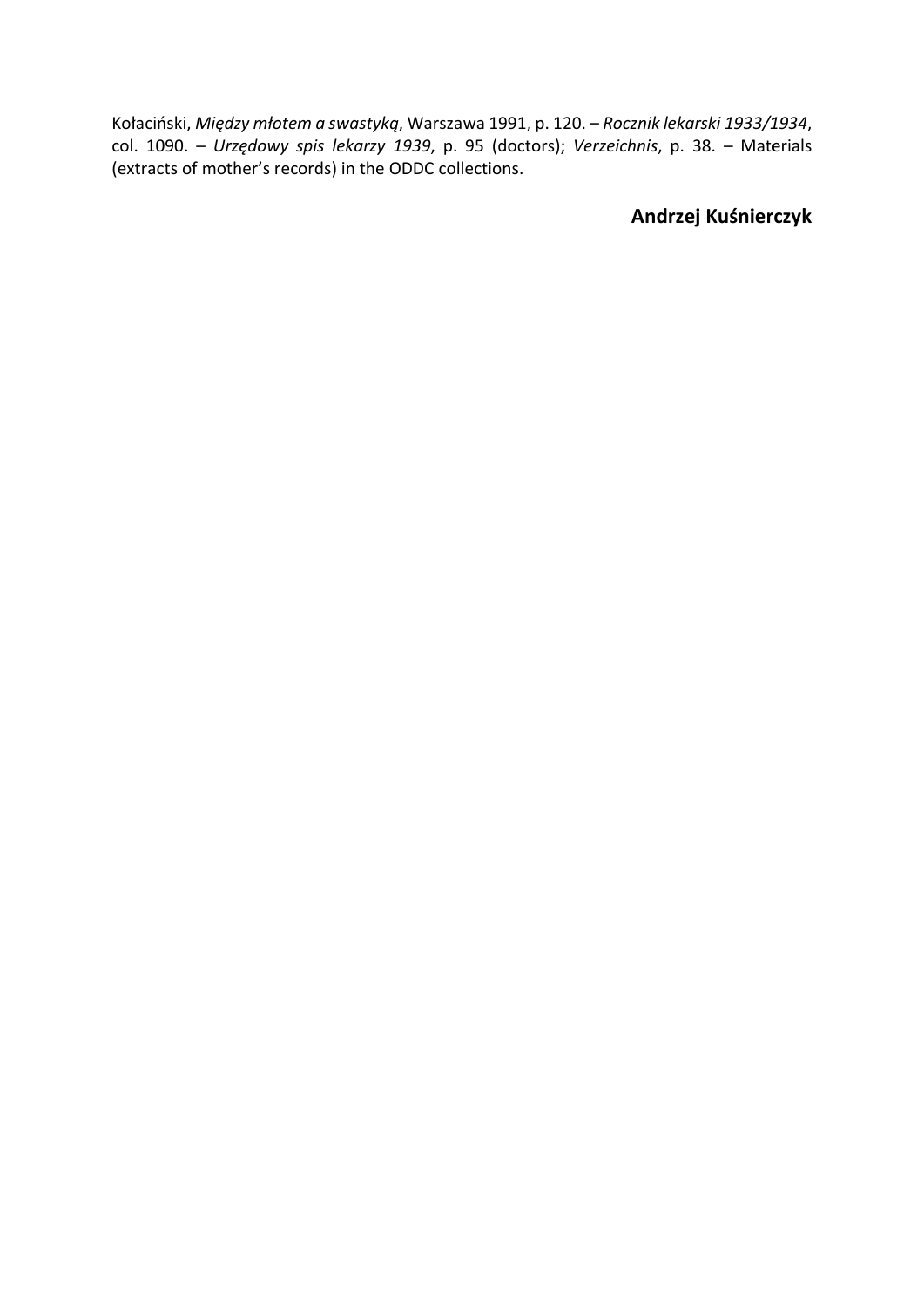Kołaciński, *Między młotem a swastyką*, Warszawa 1991, p. 120. – *Rocznik lekarski 1933/1934*, col. 1090. – *Urzędowy spis lekarzy 1939*, p. 95 (doctors); *Verzeichnis*, p. 38. – Materials (extracts of mother's records) in the ODDC collections.

**Andrzej Kuśnierczyk**